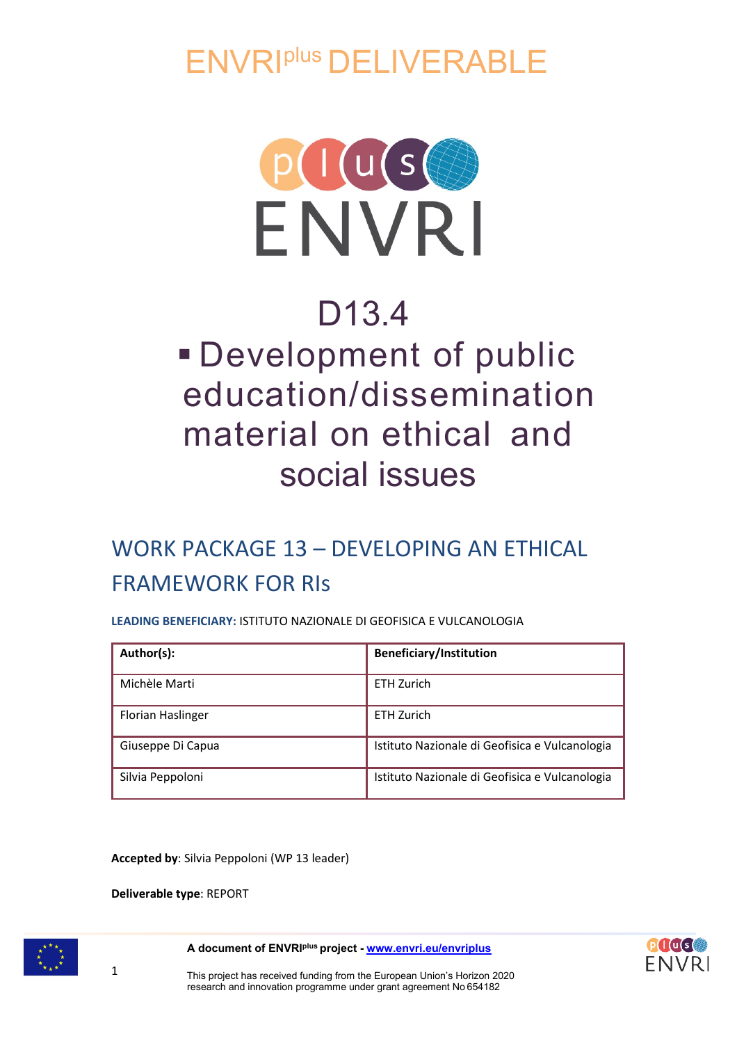# ENVRI[plus] DELIVERABLE

# D13.4

# ▪ Development of public education/dissemination material on ethical and social issues

## WORK PACKAGE 13 – DEVELOPING AN ETHICAL FRAMEWORK FOR RIs

**LEADING BENEFICIARY:** ISTITUTO NAZIONALE DI GEOFISICA E VULCANOLOGIA

| Author(s): | Beneficiary/Institution |
|---|---|
| Michèle Marti | ETH Zurich |
| Florian Haslinger | ETH Zurich |
| Giuseppe Di Capua | Istituto Nazionale di Geofisica e Vulcanologia |
| Silvia Peppoloni | Istituto Nazionale di Geofisica e Vulcanologia |

**Accepted by**: Silvia Peppoloni (WP 13 leader)

**Deliverable type**: REPORT

**A document of ENVRI[plus] project - www.envri.eu/envriplus**

This project has received funding from the European Union's Horizon 2020 research and innovation programme under grant agreement No 654182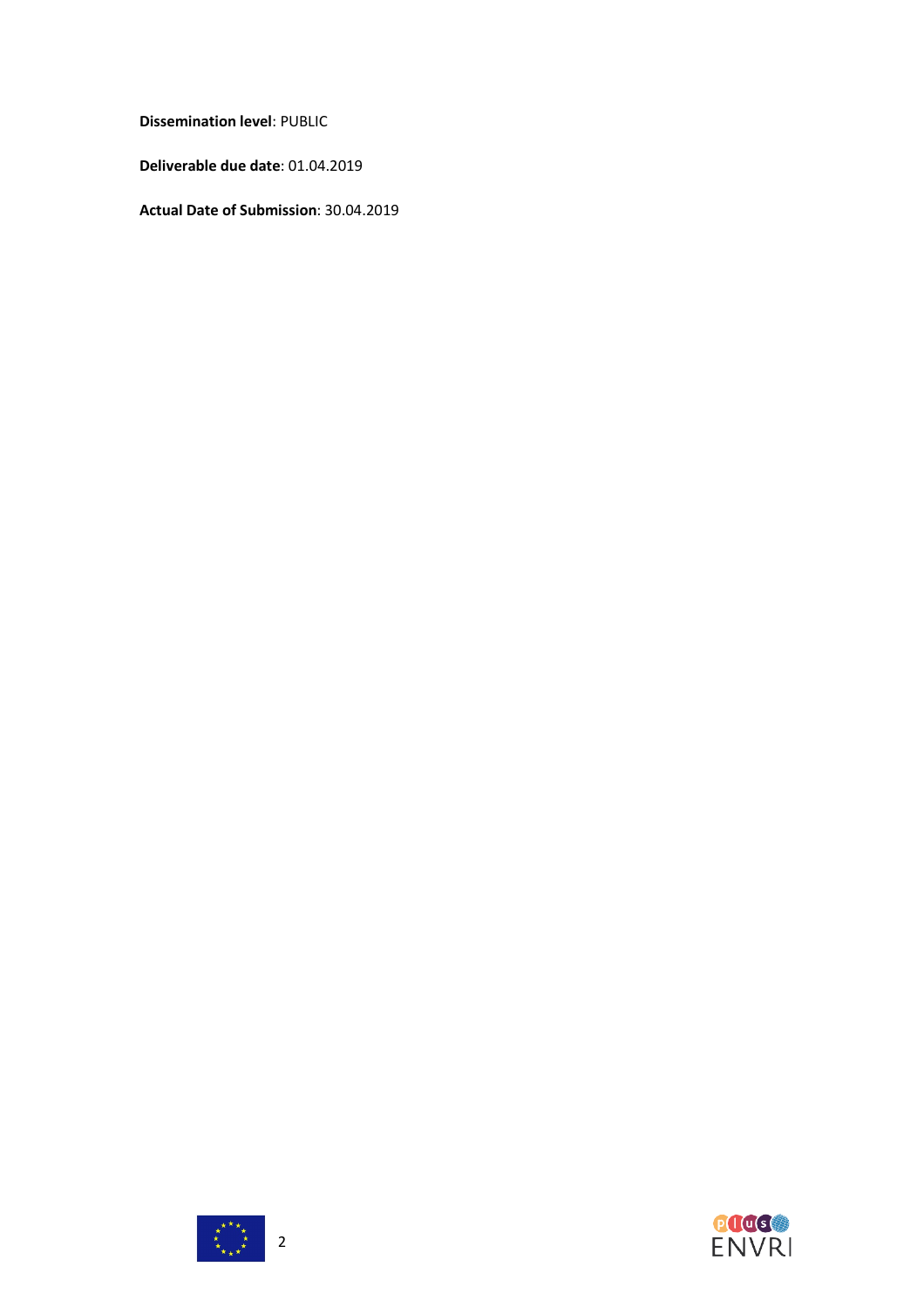**Dissemination level**: PUBLIC

**Deliverable due date**: 01.04.2019

**Actual Date of Submission**: 30.04.2019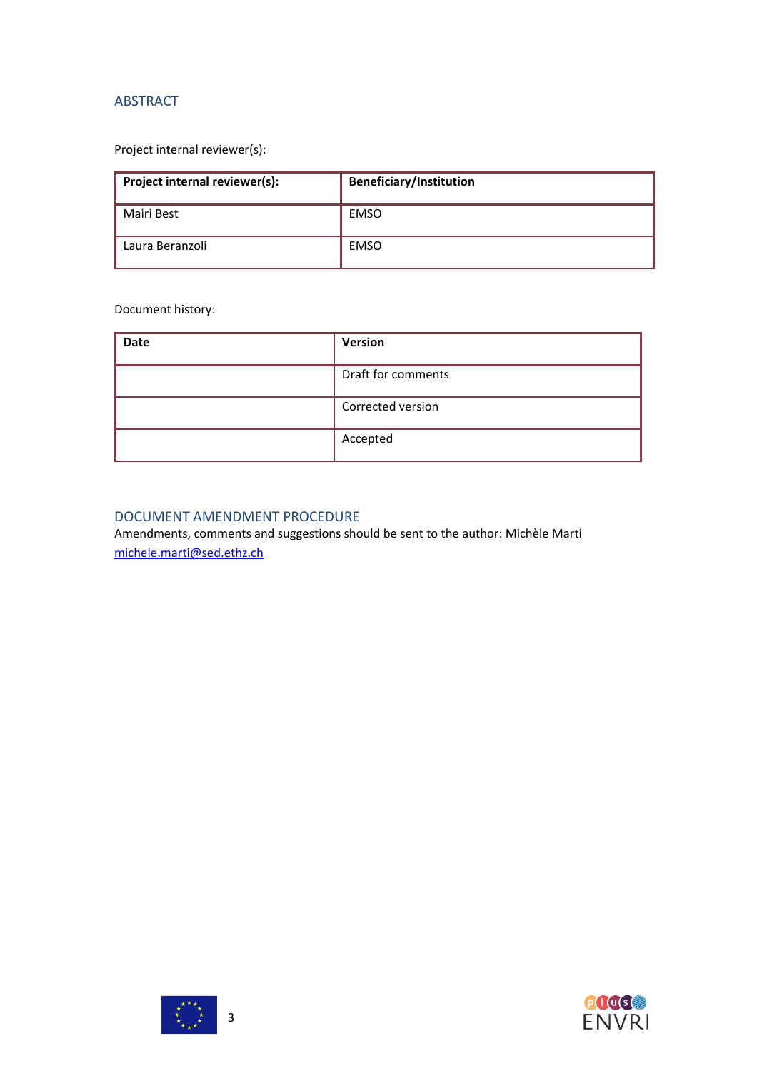## ABSTRACT

Project internal reviewer(s):

| Project internal reviewer(s): | Beneficiary/Institution |
|---|---|
| Mairi Best | EMSO |
| Laura Beranzoli | EMSO |

Document history:

| Date | Version |
|---|---|
| | Draft for comments |
| | Corrected version |
| | Accepted |

## DOCUMENT AMENDMENT PROCEDURE

Amendments, comments and suggestions should be sent to the author: Michèle Marti
michele.marti@sed.ethz.ch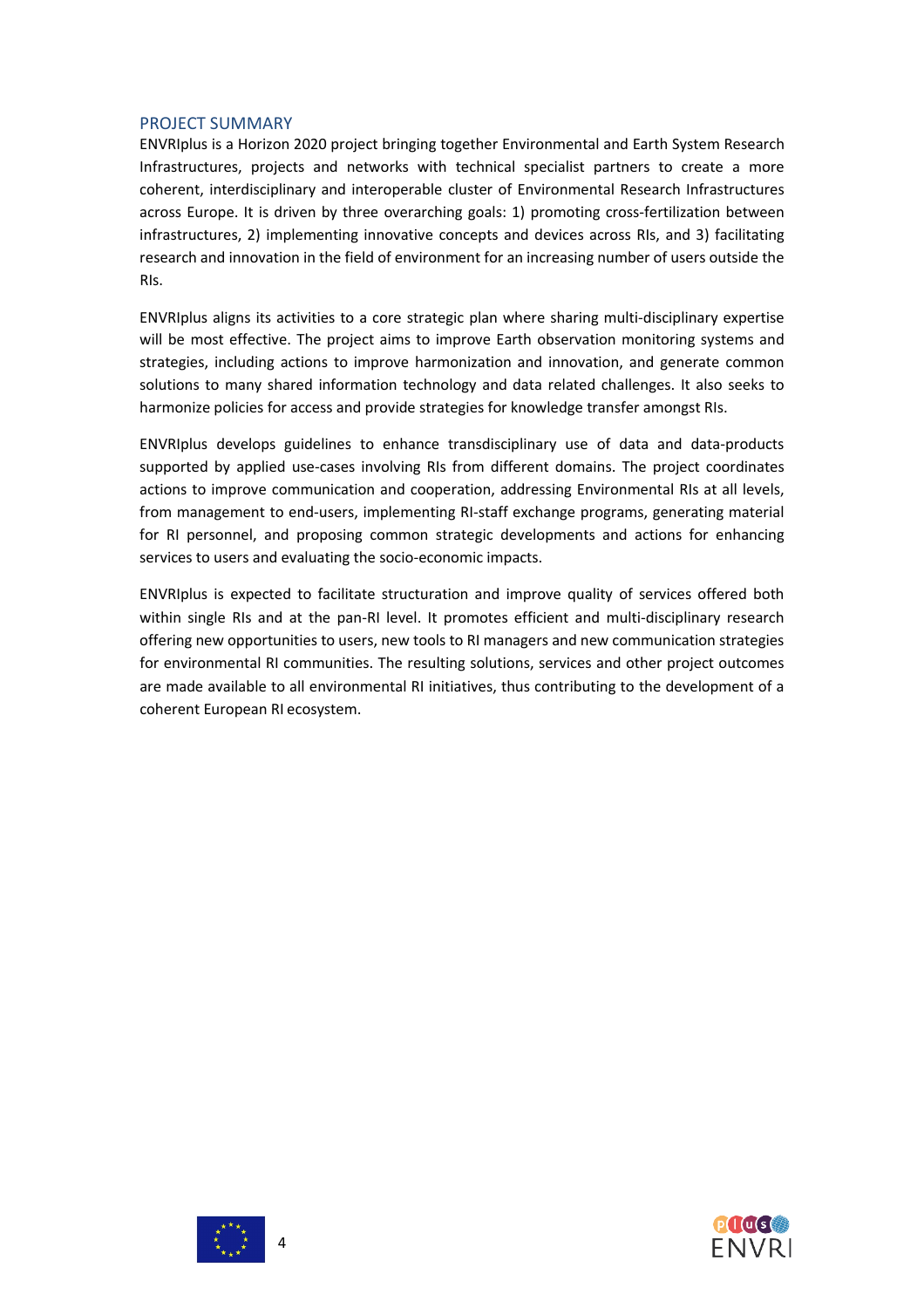## PROJECT SUMMARY

ENVRIplus is a Horizon 2020 project bringing together Environmental and Earth System Research Infrastructures, projects and networks with technical specialist partners to create a more coherent, interdisciplinary and interoperable cluster of Environmental Research Infrastructures across Europe. It is driven by three overarching goals: 1) promoting cross-fertilization between infrastructures, 2) implementing innovative concepts and devices across RIs, and 3) facilitating research and innovation in the field of environment for an increasing number of users outside the RIs.

ENVRIplus aligns its activities to a core strategic plan where sharing multi-disciplinary expertise will be most effective. The project aims to improve Earth observation monitoring systems and strategies, including actions to improve harmonization and innovation, and generate common solutions to many shared information technology and data related challenges. It also seeks to harmonize policies for access and provide strategies for knowledge transfer amongst RIs.

ENVRIplus develops guidelines to enhance transdisciplinary use of data and data-products supported by applied use-cases involving RIs from different domains. The project coordinates actions to improve communication and cooperation, addressing Environmental RIs at all levels, from management to end-users, implementing RI-staff exchange programs, generating material for RI personnel, and proposing common strategic developments and actions for enhancing services to users and evaluating the socio-economic impacts.

ENVRIplus is expected to facilitate structuration and improve quality of services offered both within single RIs and at the pan-RI level. It promotes efficient and multi-disciplinary research offering new opportunities to users, new tools to RI managers and new communication strategies for environmental RI communities. The resulting solutions, services and other project outcomes are made available to all environmental RI initiatives, thus contributing to the development of a coherent European RI ecosystem.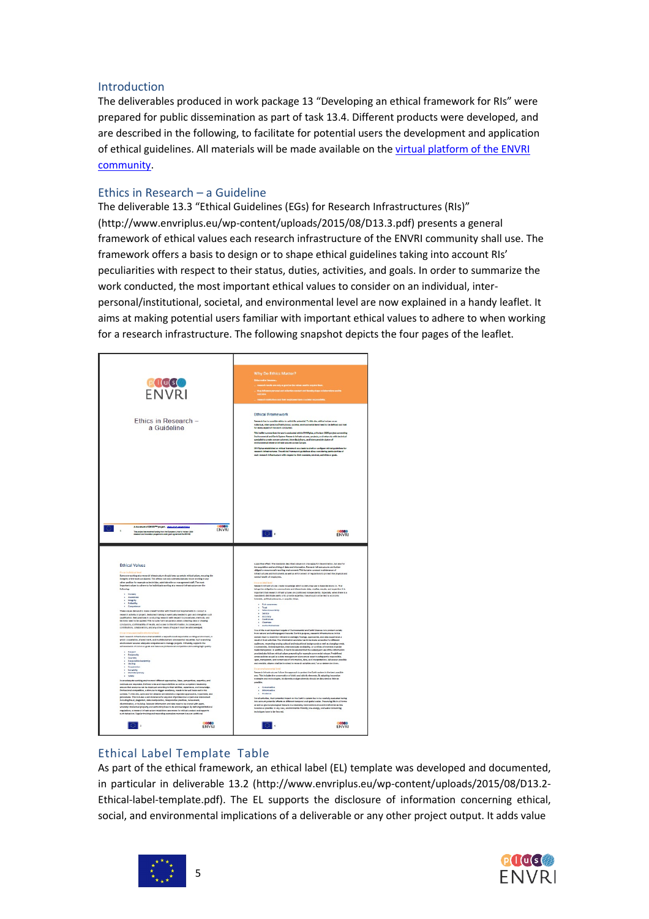## Introduction

The deliverables produced in work package 13 "Developing an ethical framework for RIs" were prepared for public dissemination as part of task 13.4. Different products were developed, and are described in the following, to facilitate for potential users the development and application of ethical guidelines. All materials will be made available on the [virtual platform of the ENVRI community](#).

## Ethics in Research – a Guideline

The deliverable 13.3 "Ethical Guidelines (EGs) for Research Infrastructures (RIs)" (http://www.envriplus.eu/wp-content/uploads/2015/08/D13.3.pdf) presents a general framework of ethical values each research infrastructure of the ENVRI community shall use. The framework offers a basis to design or to shape ethical guidelines taking into account RIs' peculiarities with respect to their status, duties, activities, and goals. In order to summarize the work conducted, the most important ethical values to consider on an individual, inter-personal/institutional, societal, and environmental level are now explained in a handy leaflet. It aims at making potential users familiar with important ethical values to adhere to when working for a research infrastructure. The following snapshot depicts the four pages of the leaflet.

## Ethical Label Template Table

As part of the ethical framework, an ethical label (EL) template was developed and documented, in particular in deliverable 13.2 (http://www.envriplus.eu/wp-content/uploads/2015/08/D13.2-Ethical-label-template.pdf). The EL supports the disclosure of information concerning ethical, social, and environmental implications of a deliverable or any other project output. It adds value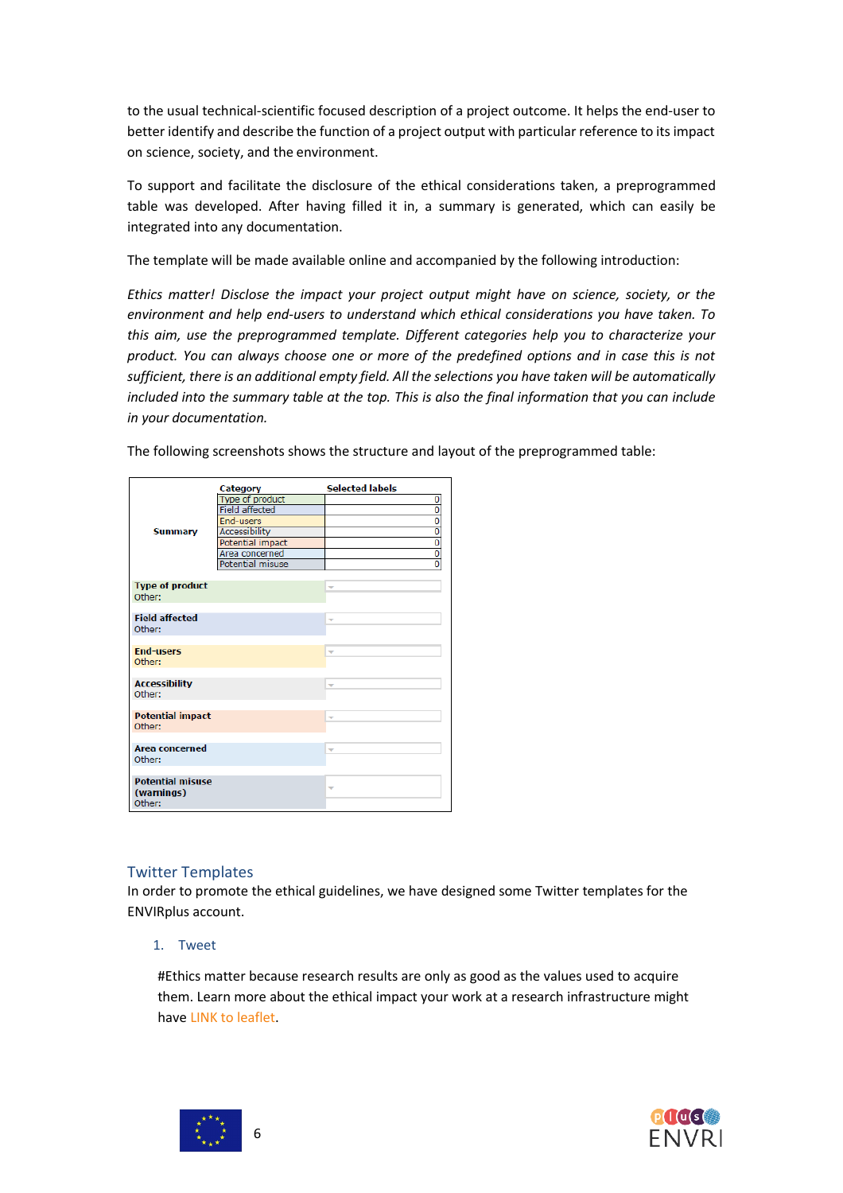to the usual technical-scientific focused description of a project outcome. It helps the end-user to better identify and describe the function of a project output with particular reference to its impact on science, society, and the environment.

To support and facilitate the disclosure of the ethical considerations taken, a preprogrammed table was developed. After having filled it in, a summary is generated, which can easily be integrated into any documentation.

The template will be made available online and accompanied by the following introduction:

*Ethics matter! Disclose the impact your project output might have on science, society, or the environment and help end-users to understand which ethical considerations you have taken. To this aim, use the preprogrammed template. Different categories help you to characterize your product. You can always choose one or more of the predefined options and in case this is not sufficient, there is an additional empty field. All the selections you have taken will be automatically included into the summary table at the top. This is also the final information that you can include in your documentation.*

The following screenshots shows the structure and layout of the preprogrammed table:

| | Category | Selected labels |
|---|---|---|
| Summary | Type of product | 0 |
| | Field affected | 0 |
| | End-users | 0 |
| | Accessibility | 0 |
| | Potential impact | 0 |
| | Area concerned | 0 |
| | Potential misuse | 0 |

| | |
|---|---|
| **Type of product**<br>Other: | |
| **Field affected**<br>Other: | |
| **End-users**<br>Other: | |
| **Accessibility**<br>Other: | |
| **Potential impact**<br>Other: | |
| **Area concerned**<br>Other: | |
| **Potential misuse (warnings)**<br>Other: | |

## Twitter Templates

In order to promote the ethical guidelines, we have designed some Twitter templates for the ENVIRplus account.

1. Tweet

#Ethics matter because research results are only as good as the values used to acquire them. Learn more about the ethical impact your work at a research infrastructure might have LINK to leaflet.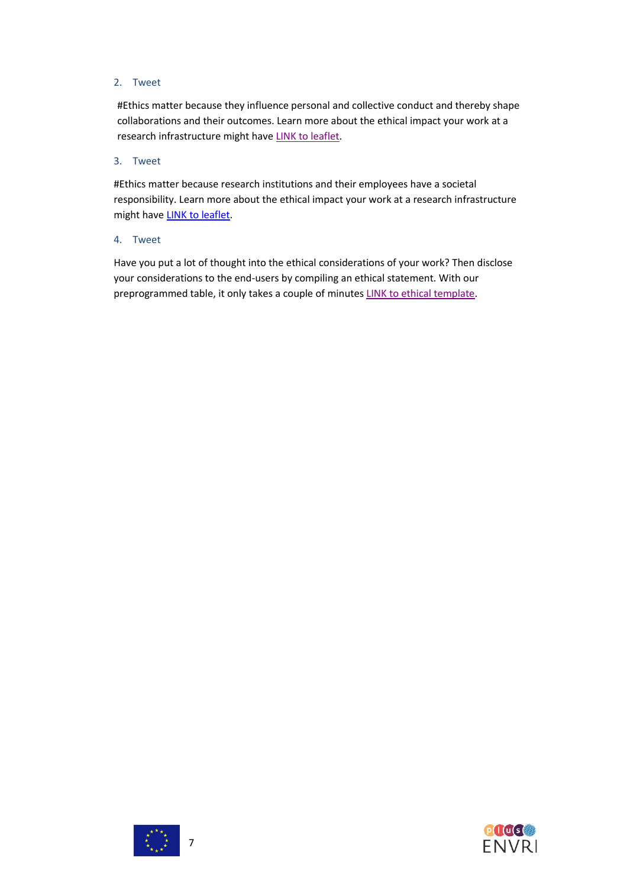2. Tweet

#Ethics matter because they influence personal and collective conduct and thereby shape collaborations and their outcomes. Learn more about the ethical impact your work at a research infrastructure might have LINK to leaflet.

3. Tweet

#Ethics matter because research institutions and their employees have a societal responsibility. Learn more about the ethical impact your work at a research infrastructure might have LINK to leaflet.

4. Tweet

Have you put a lot of thought into the ethical considerations of your work? Then disclose your considerations to the end-users by compiling an ethical statement. With our preprogrammed table, it only takes a couple of minutes LINK to ethical template.